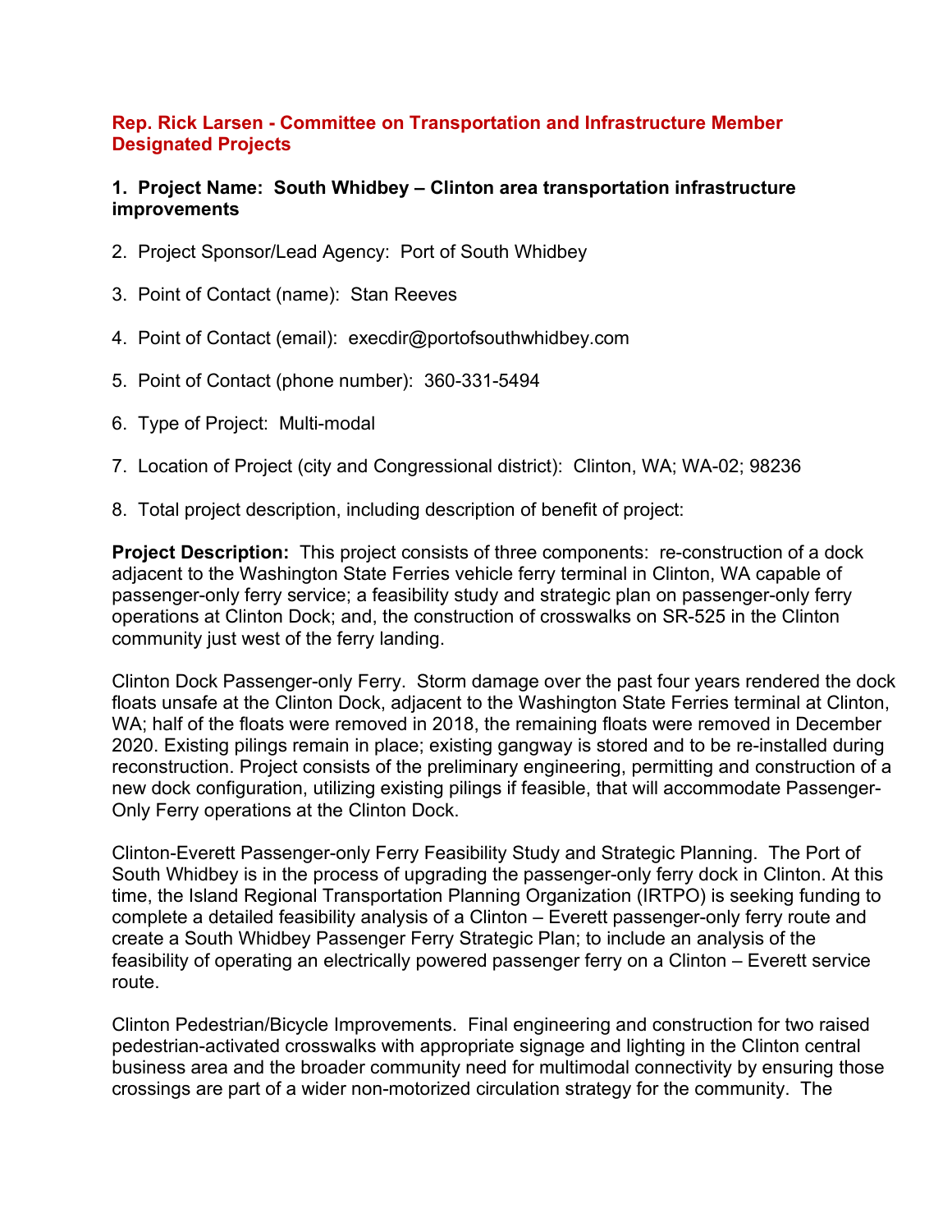**Rep. Rick Larsen - Committee on Transportation and Infrastructure Member Designated Projects**

**1. Project Name: South Whidbey – Clinton area transportation infrastructure improvements**

2. Project Sponsor/Lead Agency: Port of South Whidbey

3. Point of Contact (name): Stan Reeves

4. Point of Contact (email): execdir@portofsouthwhidbey.com

5. Point of Contact (phone number): 360-331-5494

6. Type of Project: Multi-modal

7. Location of Project (city and Congressional district): Clinton, WA; WA-02; 98236

8. Total project description, including description of benefit of project:

**Project Description:** This project consists of three components: re-construction of a dock adjacent to the Washington State Ferries vehicle ferry terminal in Clinton, WA capable of passenger-only ferry service; a feasibility study and strategic plan on passenger-only ferry operations at Clinton Dock; and, the construction of crosswalks on SR-525 in the Clinton community just west of the ferry landing.

Clinton Dock Passenger-only Ferry. Storm damage over the past four years rendered the dock floats unsafe at the Clinton Dock, adjacent to the Washington State Ferries terminal at Clinton, WA; half of the floats were removed in 2018, the remaining floats were removed in December 2020. Existing pilings remain in place; existing gangway is stored and to be re-installed during reconstruction. Project consists of the preliminary engineering, permitting and construction of a new dock configuration, utilizing existing pilings if feasible, that will accommodate Passenger-Only Ferry operations at the Clinton Dock.

Clinton-Everett Passenger-only Ferry Feasibility Study and Strategic Planning. The Port of South Whidbey is in the process of upgrading the passenger-only ferry dock in Clinton. At this time, the Island Regional Transportation Planning Organization (IRTPO) is seeking funding to complete a detailed feasibility analysis of a Clinton – Everett passenger-only ferry route and create a South Whidbey Passenger Ferry Strategic Plan; to include an analysis of the feasibility of operating an electrically powered passenger ferry on a Clinton – Everett service route.

Clinton Pedestrian/Bicycle Improvements. Final engineering and construction for two raised pedestrian-activated crosswalks with appropriate signage and lighting in the Clinton central business area and the broader community need for multimodal connectivity by ensuring those crossings are part of a wider non-motorized circulation strategy for the community. The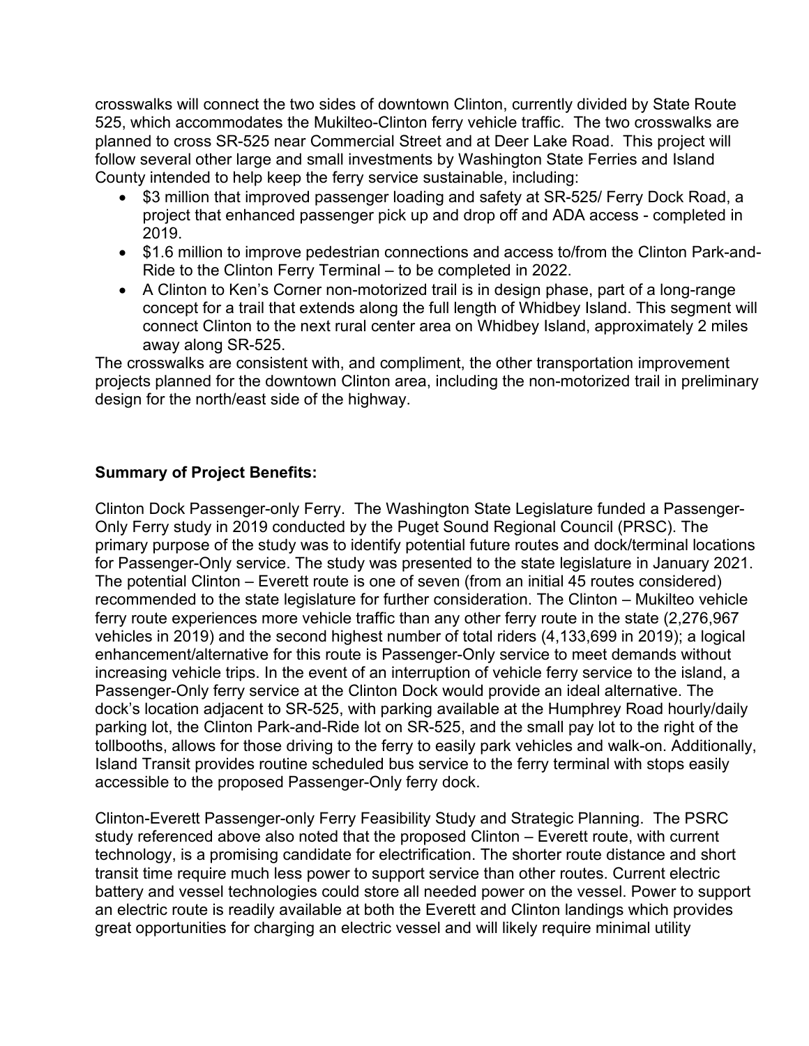crosswalks will connect the two sides of downtown Clinton, currently divided by State Route 525, which accommodates the Mukilteo-Clinton ferry vehicle traffic. The two crosswalks are planned to cross SR-525 near Commercial Street and at Deer Lake Road. This project will follow several other large and small investments by Washington State Ferries and Island County intended to help keep the ferry service sustainable, including:

- $3 million that improved passenger loading and safety at SR-525/ Ferry Dock Road, a project that enhanced passenger pick up and drop off and ADA access - completed in 2019.
- $1.6 million to improve pedestrian connections and access to/from the Clinton Park-and-Ride to the Clinton Ferry Terminal – to be completed in 2022.
- A Clinton to Ken's Corner non-motorized trail is in design phase, part of a long-range concept for a trail that extends along the full length of Whidbey Island. This segment will connect Clinton to the next rural center area on Whidbey Island, approximately 2 miles away along SR-525.

The crosswalks are consistent with, and compliment, the other transportation improvement projects planned for the downtown Clinton area, including the non-motorized trail in preliminary design for the north/east side of the highway.

**Summary of Project Benefits:**

Clinton Dock Passenger-only Ferry. The Washington State Legislature funded a Passenger-Only Ferry study in 2019 conducted by the Puget Sound Regional Council (PRSC). The primary purpose of the study was to identify potential future routes and dock/terminal locations for Passenger-Only service. The study was presented to the state legislature in January 2021. The potential Clinton – Everett route is one of seven (from an initial 45 routes considered) recommended to the state legislature for further consideration. The Clinton – Mukilteo vehicle ferry route experiences more vehicle traffic than any other ferry route in the state (2,276,967 vehicles in 2019) and the second highest number of total riders (4,133,699 in 2019); a logical enhancement/alternative for this route is Passenger-Only service to meet demands without increasing vehicle trips. In the event of an interruption of vehicle ferry service to the island, a Passenger-Only ferry service at the Clinton Dock would provide an ideal alternative. The dock's location adjacent to SR-525, with parking available at the Humphrey Road hourly/daily parking lot, the Clinton Park-and-Ride lot on SR-525, and the small pay lot to the right of the tollbooths, allows for those driving to the ferry to easily park vehicles and walk-on. Additionally, Island Transit provides routine scheduled bus service to the ferry terminal with stops easily accessible to the proposed Passenger-Only ferry dock.

Clinton-Everett Passenger-only Ferry Feasibility Study and Strategic Planning. The PSRC study referenced above also noted that the proposed Clinton – Everett route, with current technology, is a promising candidate for electrification. The shorter route distance and short transit time require much less power to support service than other routes. Current electric battery and vessel technologies could store all needed power on the vessel. Power to support an electric route is readily available at both the Everett and Clinton landings which provides great opportunities for charging an electric vessel and will likely require minimal utility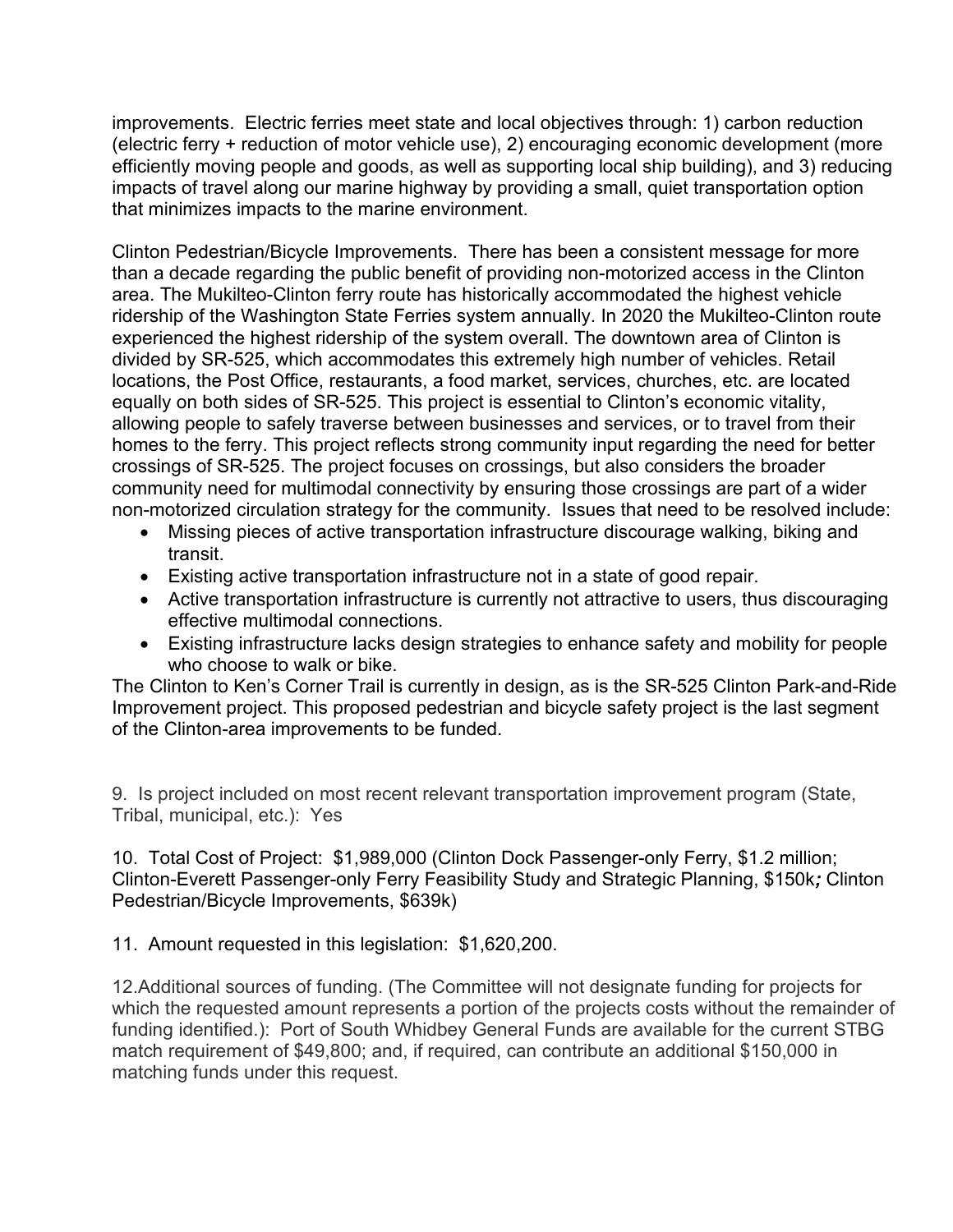improvements. Electric ferries meet state and local objectives through: 1) carbon reduction (electric ferry + reduction of motor vehicle use), 2) encouraging economic development (more efficiently moving people and goods, as well as supporting local ship building), and 3) reducing impacts of travel along our marine highway by providing a small, quiet transportation option that minimizes impacts to the marine environment.

Clinton Pedestrian/Bicycle Improvements. There has been a consistent message for more than a decade regarding the public benefit of providing non-motorized access in the Clinton area. The Mukilteo-Clinton ferry route has historically accommodated the highest vehicle ridership of the Washington State Ferries system annually. In 2020 the Mukilteo-Clinton route experienced the highest ridership of the system overall. The downtown area of Clinton is divided by SR-525, which accommodates this extremely high number of vehicles. Retail locations, the Post Office, restaurants, a food market, services, churches, etc. are located equally on both sides of SR-525. This project is essential to Clinton's economic vitality, allowing people to safely traverse between businesses and services, or to travel from their homes to the ferry. This project reflects strong community input regarding the need for better crossings of SR-525. The project focuses on crossings, but also considers the broader community need for multimodal connectivity by ensuring those crossings are part of a wider non-motorized circulation strategy for the community. Issues that need to be resolved include:

- Missing pieces of active transportation infrastructure discourage walking, biking and transit.
- Existing active transportation infrastructure not in a state of good repair.
- Active transportation infrastructure is currently not attractive to users, thus discouraging effective multimodal connections.
- Existing infrastructure lacks design strategies to enhance safety and mobility for people who choose to walk or bike.

The Clinton to Ken's Corner Trail is currently in design, as is the SR-525 Clinton Park-and-Ride Improvement project. This proposed pedestrian and bicycle safety project is the last segment of the Clinton-area improvements to be funded.

9. Is project included on most recent relevant transportation improvement program (State, Tribal, municipal, etc.): Yes

10. Total Cost of Project: $1,989,000 (Clinton Dock Passenger-only Ferry, $1.2 million; Clinton-Everett Passenger-only Ferry Feasibility Study and Strategic Planning, $150k; Clinton Pedestrian/Bicycle Improvements, $639k)

11. Amount requested in this legislation: $1,620,200.

12. Additional sources of funding. (The Committee will not designate funding for projects for which the requested amount represents a portion of the projects costs without the remainder of funding identified.): Port of South Whidbey General Funds are available for the current STBG match requirement of $49,800; and, if required, can contribute an additional $150,000 in matching funds under this request.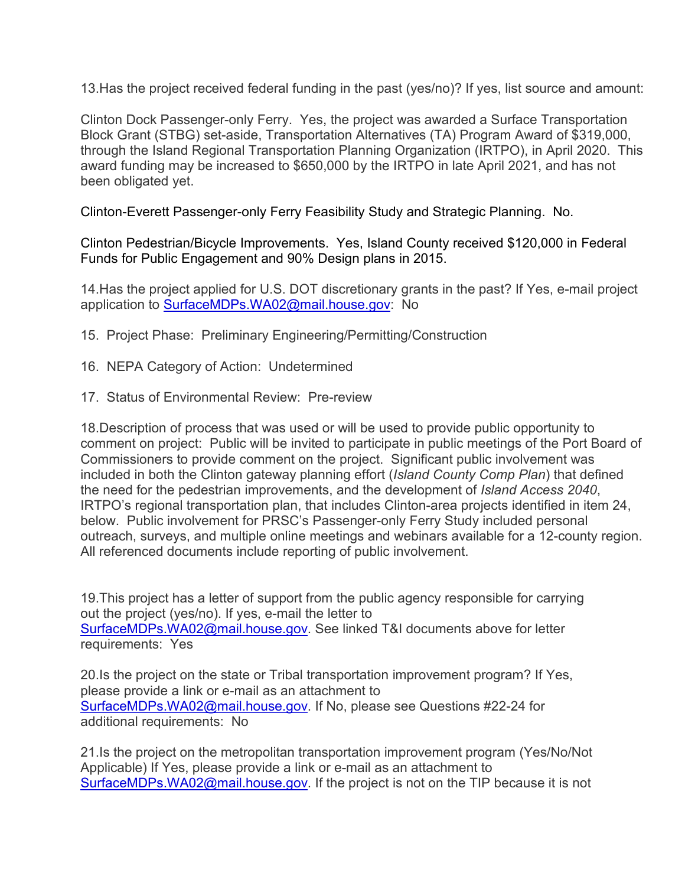13.Has the project received federal funding in the past (yes/no)? If yes, list source and amount:

Clinton Dock Passenger-only Ferry. Yes, the project was awarded a Surface Transportation Block Grant (STBG) set-aside, Transportation Alternatives (TA) Program Award of $319,000, through the Island Regional Transportation Planning Organization (IRTPO), in April 2020. This award funding may be increased to $650,000 by the IRTPO in late April 2021, and has not been obligated yet.

Clinton-Everett Passenger-only Ferry Feasibility Study and Strategic Planning. No.

Clinton Pedestrian/Bicycle Improvements. Yes, Island County received $120,000 in Federal Funds for Public Engagement and 90% Design plans in 2015.

14.Has the project applied for U.S. DOT discretionary grants in the past? If Yes, e-mail project application to SurfaceMDPs.WA02@mail.house.gov: No

15. Project Phase: Preliminary Engineering/Permitting/Construction

16. NEPA Category of Action: Undetermined

17. Status of Environmental Review: Pre-review

18.Description of process that was used or will be used to provide public opportunity to comment on project: Public will be invited to participate in public meetings of the Port Board of Commissioners to provide comment on the project. Significant public involvement was included in both the Clinton gateway planning effort (*Island County Comp Plan*) that defined the need for the pedestrian improvements, and the development of *Island Access 2040*, IRTPO's regional transportation plan, that includes Clinton-area projects identified in item 24, below. Public involvement for PRSC's Passenger-only Ferry Study included personal outreach, surveys, and multiple online meetings and webinars available for a 12-county region. All referenced documents include reporting of public involvement.

19.This project has a letter of support from the public agency responsible for carrying out the project (yes/no). If yes, e-mail the letter to SurfaceMDPs.WA02@mail.house.gov. See linked T&I documents above for letter requirements: Yes

20.Is the project on the state or Tribal transportation improvement program? If Yes, please provide a link or e-mail as an attachment to SurfaceMDPs.WA02@mail.house.gov. If No, please see Questions #22-24 for additional requirements: No

21.Is the project on the metropolitan transportation improvement program (Yes/No/Not Applicable) If Yes, please provide a link or e-mail as an attachment to SurfaceMDPs.WA02@mail.house.gov. If the project is not on the TIP because it is not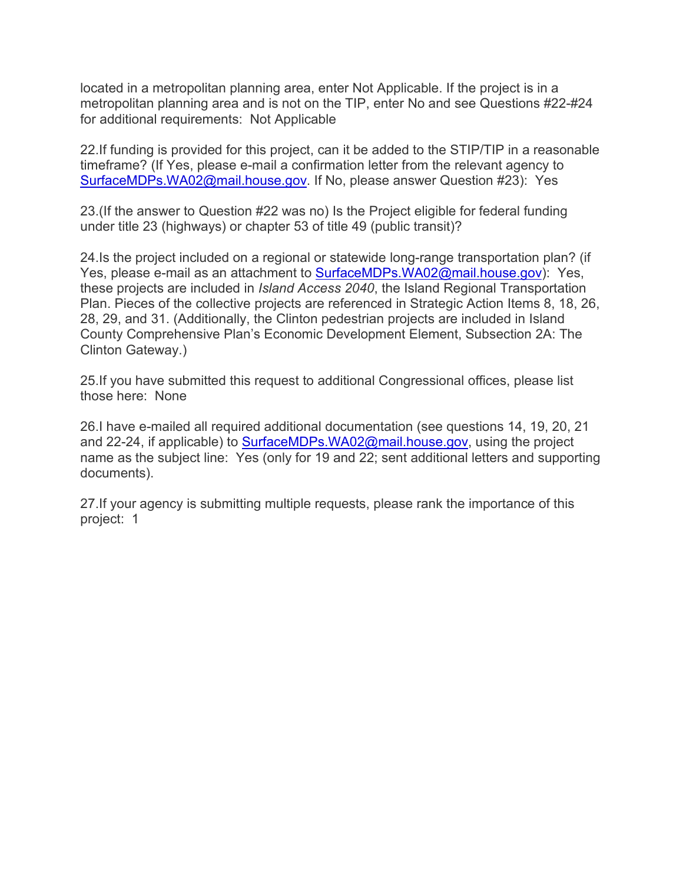located in a metropolitan planning area, enter Not Applicable. If the project is in a metropolitan planning area and is not on the TIP, enter No and see Questions #22-#24 for additional requirements: Not Applicable

22.If funding is provided for this project, can it be added to the STIP/TIP in a reasonable timeframe? (If Yes, please e-mail a confirmation letter from the relevant agency to SurfaceMDPs.WA02@mail.house.gov. If No, please answer Question #23): Yes

23.(If the answer to Question #22 was no) Is the Project eligible for federal funding under title 23 (highways) or chapter 53 of title 49 (public transit)?

24.Is the project included on a regional or statewide long-range transportation plan? (if Yes, please e-mail as an attachment to SurfaceMDPs.WA02@mail.house.gov): Yes, these projects are included in *Island Access 2040*, the Island Regional Transportation Plan. Pieces of the collective projects are referenced in Strategic Action Items 8, 18, 26, 28, 29, and 31. (Additionally, the Clinton pedestrian projects are included in Island County Comprehensive Plan's Economic Development Element, Subsection 2A: The Clinton Gateway.)

25.If you have submitted this request to additional Congressional offices, please list those here: None

26.I have e-mailed all required additional documentation (see questions 14, 19, 20, 21 and 22-24, if applicable) to SurfaceMDPs.WA02@mail.house.gov, using the project name as the subject line: Yes (only for 19 and 22; sent additional letters and supporting documents).

27.If your agency is submitting multiple requests, please rank the importance of this project: 1